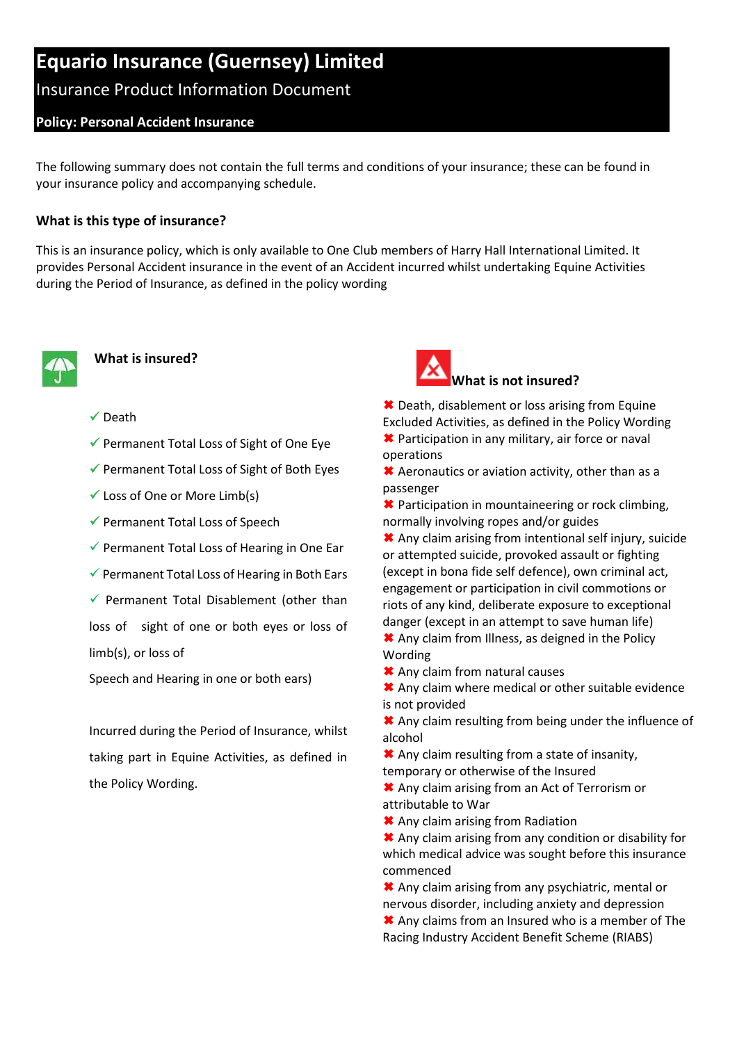# Equario Insurance (Guernsey) Limited

## Insurance Product Information Document

**Policy: Personal Accident Insurance**

The following summary does not contain the full terms and conditions of your insurance; these can be found in your insurance policy and accompanying schedule.

### What is this type of insurance?

This is an insurance policy, which is only available to One Club members of Harry Hall International Limited. It provides Personal Accident insurance in the event of an Accident incurred whilst undertaking Equine Activities during the Period of Insurance, as defined in the policy wording

### What is insured?

- ✓ Death
- ✓ Permanent Total Loss of Sight of One Eye
- ✓ Permanent Total Loss of Sight of Both Eyes
- ✓ Loss of One or More Limb(s)
- ✓ Permanent Total Loss of Speech
- ✓ Permanent Total Loss of Hearing in One Ear
- ✓ Permanent Total Loss of Hearing in Both Ears
- ✓ Permanent Total Disablement (other than loss of sight of one or both eyes or loss of limb(s), or loss of Speech and Hearing in one or both ears)

Incurred during the Period of Insurance, whilst taking part in Equine Activities, as defined in the Policy Wording.

### What is not insured?

- ✖ Death, disablement or loss arising from Equine Excluded Activities, as defined in the Policy Wording
- ✖ Participation in any military, air force or naval operations
- ✖ Aeronautics or aviation activity, other than as a passenger
- ✖ Participation in mountaineering or rock climbing, normally involving ropes and/or guides
- ✖ Any claim arising from intentional self injury, suicide or attempted suicide, provoked assault or fighting (except in bona fide self defence), own criminal act, engagement or participation in civil commotions or riots of any kind, deliberate exposure to exceptional danger (except in an attempt to save human life)
- ✖ Any claim from Illness, as deigned in the Policy Wording
- ✖ Any claim from natural causes
- ✖ Any claim where medical or other suitable evidence is not provided
- ✖ Any claim resulting from being under the influence of alcohol
- ✖ Any claim resulting from a state of insanity, temporary or otherwise of the Insured
- ✖ Any claim arising from an Act of Terrorism or attributable to War
- ✖ Any claim arising from Radiation
- ✖ Any claim arising from any condition or disability for which medical advice was sought before this insurance commenced
- ✖ Any claim arising from any psychiatric, mental or nervous disorder, including anxiety and depression
- ✖ Any claims from an Insured who is a member of The Racing Industry Accident Benefit Scheme (RIABS)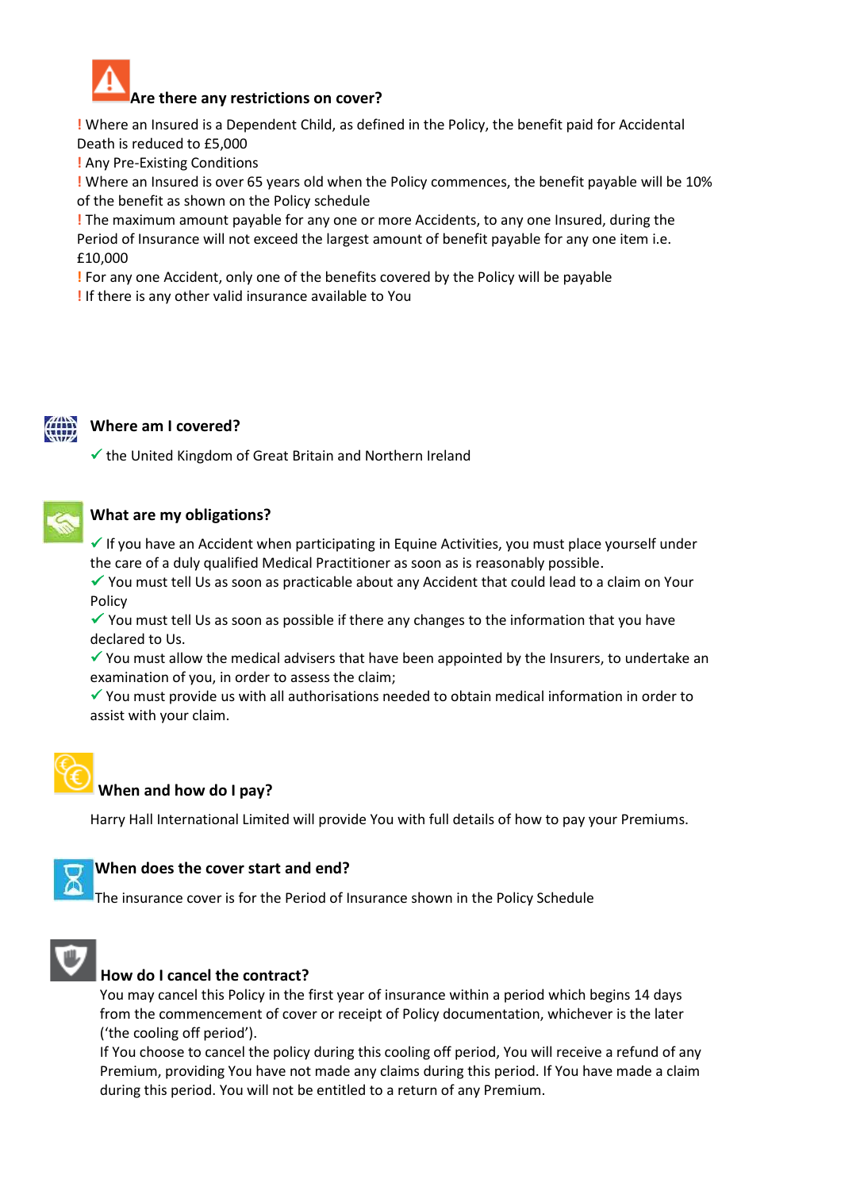## Are there any restrictions on cover?

! Where an Insured is a Dependent Child, as defined in the Policy, the benefit paid for Accidental Death is reduced to £5,000

! Any Pre-Existing Conditions

! Where an Insured is over 65 years old when the Policy commences, the benefit payable will be 10% of the benefit as shown on the Policy schedule

! The maximum amount payable for any one or more Accidents, to any one Insured, during the Period of Insurance will not exceed the largest amount of benefit payable for any one item i.e. £10,000

! For any one Accident, only one of the benefits covered by the Policy will be payable

! If there is any other valid insurance available to You

## Where am I covered?

✓ the United Kingdom of Great Britain and Northern Ireland

## What are my obligations?

✓ If you have an Accident when participating in Equine Activities, you must place yourself under the care of a duly qualified Medical Practitioner as soon as is reasonably possible.

✓ You must tell Us as soon as practicable about any Accident that could lead to a claim on Your Policy

✓ You must tell Us as soon as possible if there any changes to the information that you have declared to Us.

✓ You must allow the medical advisers that have been appointed by the Insurers, to undertake an examination of you, in order to assess the claim;

✓ You must provide us with all authorisations needed to obtain medical information in order to assist with your claim.

## When and how do I pay?

Harry Hall International Limited will provide You with full details of how to pay your Premiums.

## When does the cover start and end?

The insurance cover is for the Period of Insurance shown in the Policy Schedule

## How do I cancel the contract?

You may cancel this Policy in the first year of insurance within a period which begins 14 days from the commencement of cover or receipt of Policy documentation, whichever is the later ('the cooling off period').

If You choose to cancel the policy during this cooling off period, You will receive a refund of any Premium, providing You have not made any claims during this period. If You have made a claim during this period. You will not be entitled to a return of any Premium.